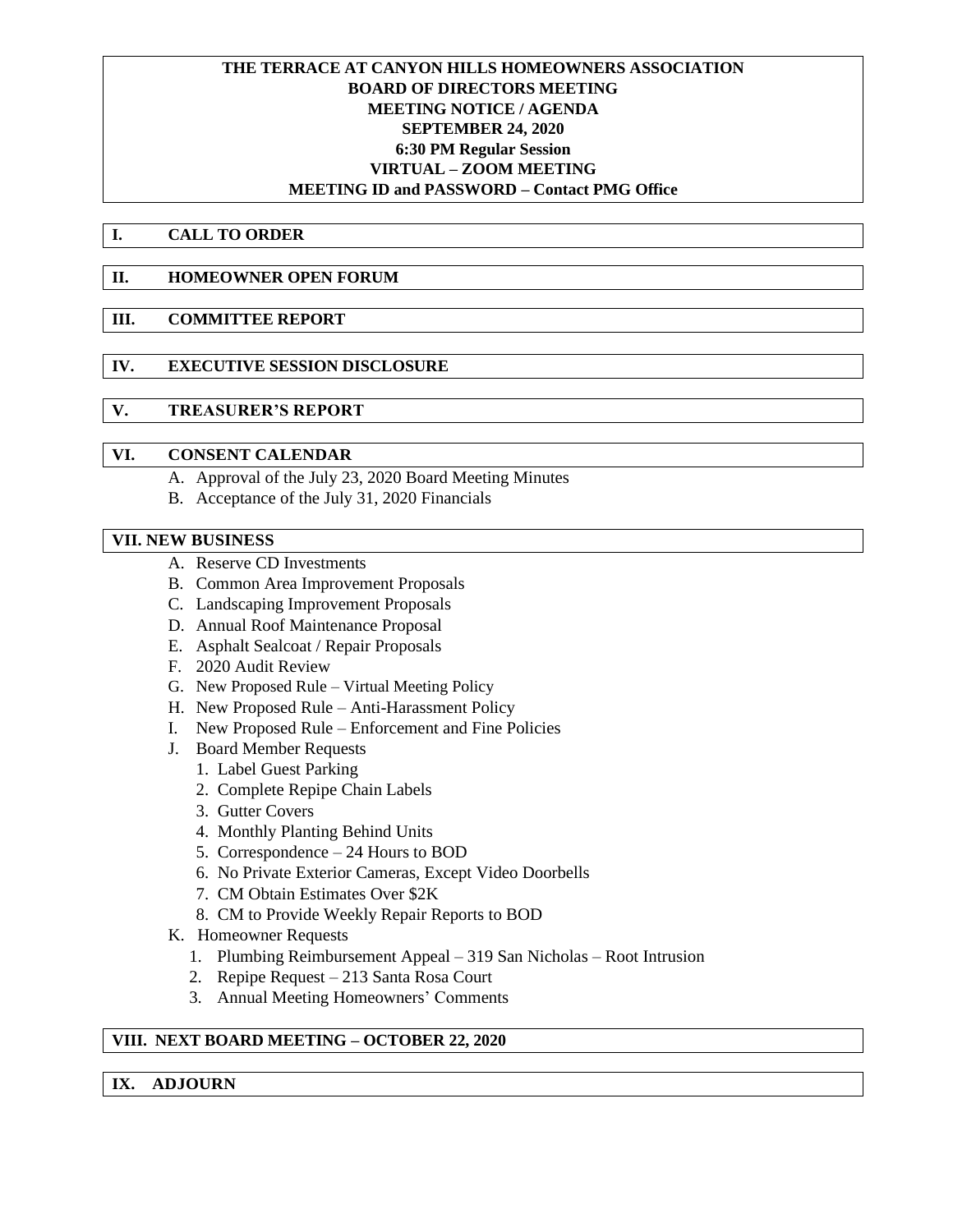**THE TERRACE AT CANYON HILLS HOMEOWNERS ASSOCIATION**
**BOARD OF DIRECTORS MEETING**
**MEETING NOTICE / AGENDA**
**SEPTEMBER 24, 2020**
**6:30 PM Regular Session**
**VIRTUAL – ZOOM MEETING**
**MEETING ID and PASSWORD – Contact PMG Office**

## I. CALL TO ORDER

## II. HOMEOWNER OPEN FORUM

## III. COMMITTEE REPORT

## IV. EXECUTIVE SESSION DISCLOSURE

## V. TREASURER'S REPORT

## VI. CONSENT CALENDAR

A. Approval of the July 23, 2020 Board Meeting Minutes
B. Acceptance of the July 31, 2020 Financials

## VII. NEW BUSINESS

A. Reserve CD Investments
B. Common Area Improvement Proposals
C. Landscaping Improvement Proposals
D. Annual Roof Maintenance Proposal
E. Asphalt Sealcoat / Repair Proposals
F. 2020 Audit Review
G. New Proposed Rule – Virtual Meeting Policy
H. New Proposed Rule – Anti-Harassment Policy
I. New Proposed Rule – Enforcement and Fine Policies
J. Board Member Requests
   1. Label Guest Parking
   2. Complete Repipe Chain Labels
   3. Gutter Covers
   4. Monthly Planting Behind Units
   5. Correspondence – 24 Hours to BOD
   6. No Private Exterior Cameras, Except Video Doorbells
   7. CM Obtain Estimates Over $2K
   8. CM to Provide Weekly Repair Reports to BOD
K. Homeowner Requests
   1. Plumbing Reimbursement Appeal – 319 San Nicholas – Root Intrusion
   2. Repipe Request – 213 Santa Rosa Court
   3. Annual Meeting Homeowners' Comments

## VIII. NEXT BOARD MEETING – OCTOBER 22, 2020

## IX. ADJOURN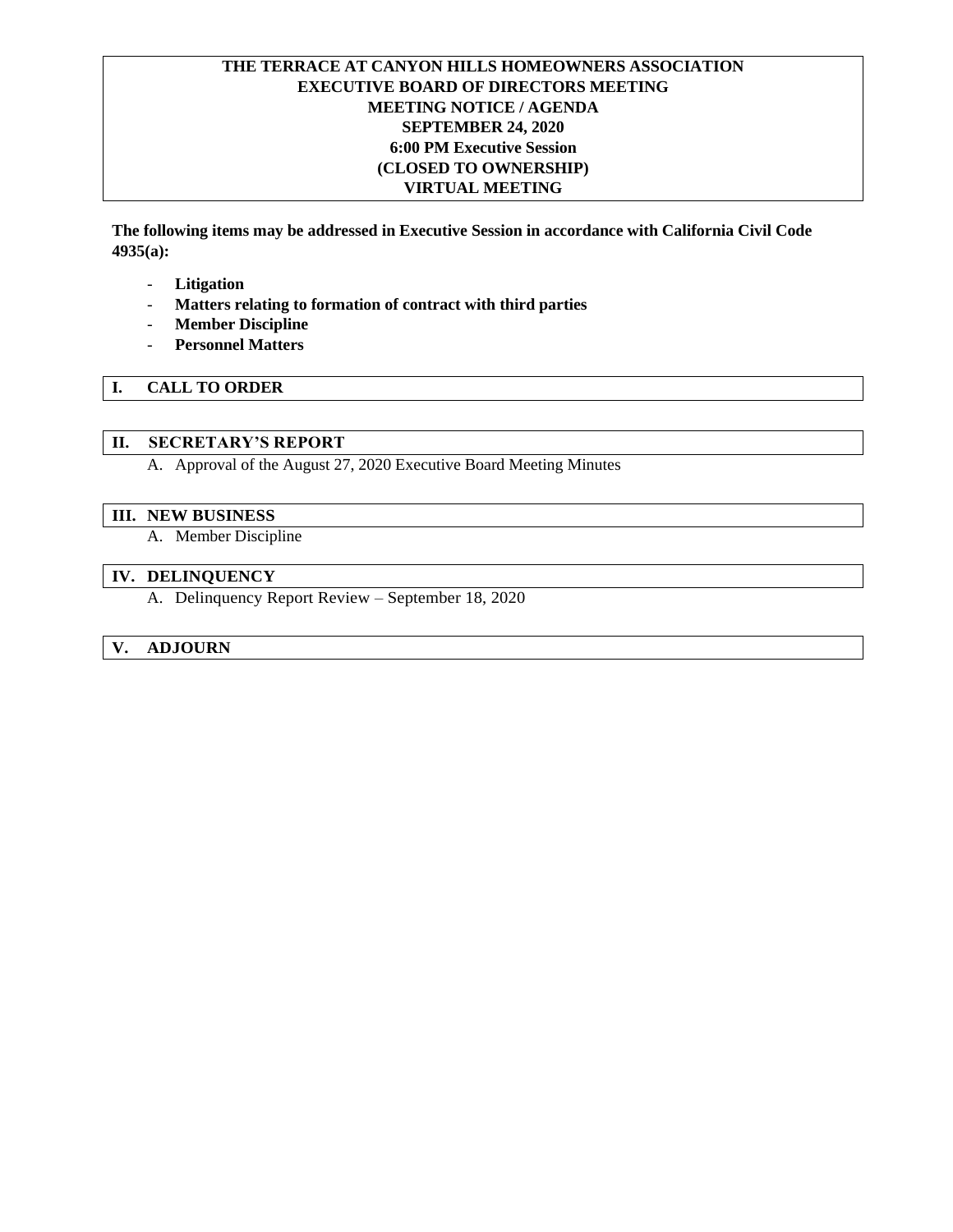# THE TERRACE AT CANYON HILLS HOMEOWNERS ASSOCIATION
## EXECUTIVE BOARD OF DIRECTORS MEETING
## MEETING NOTICE / AGENDA
## SEPTEMBER 24, 2020
## 6:00 PM Executive Session
## (CLOSED TO OWNERSHIP)
## VIRTUAL MEETING

**The following items may be addressed in Executive Session in accordance with California Civil Code 4935(a):**

- **Litigation**
- **Matters relating to formation of contract with third parties**
- **Member Discipline**
- **Personnel Matters**

## I. CALL TO ORDER

## II. SECRETARY'S REPORT

A. Approval of the August 27, 2020 Executive Board Meeting Minutes

## III. NEW BUSINESS

A. Member Discipline

## IV. DELINQUENCY

A. Delinquency Report Review – September 18, 2020

## V. ADJOURN